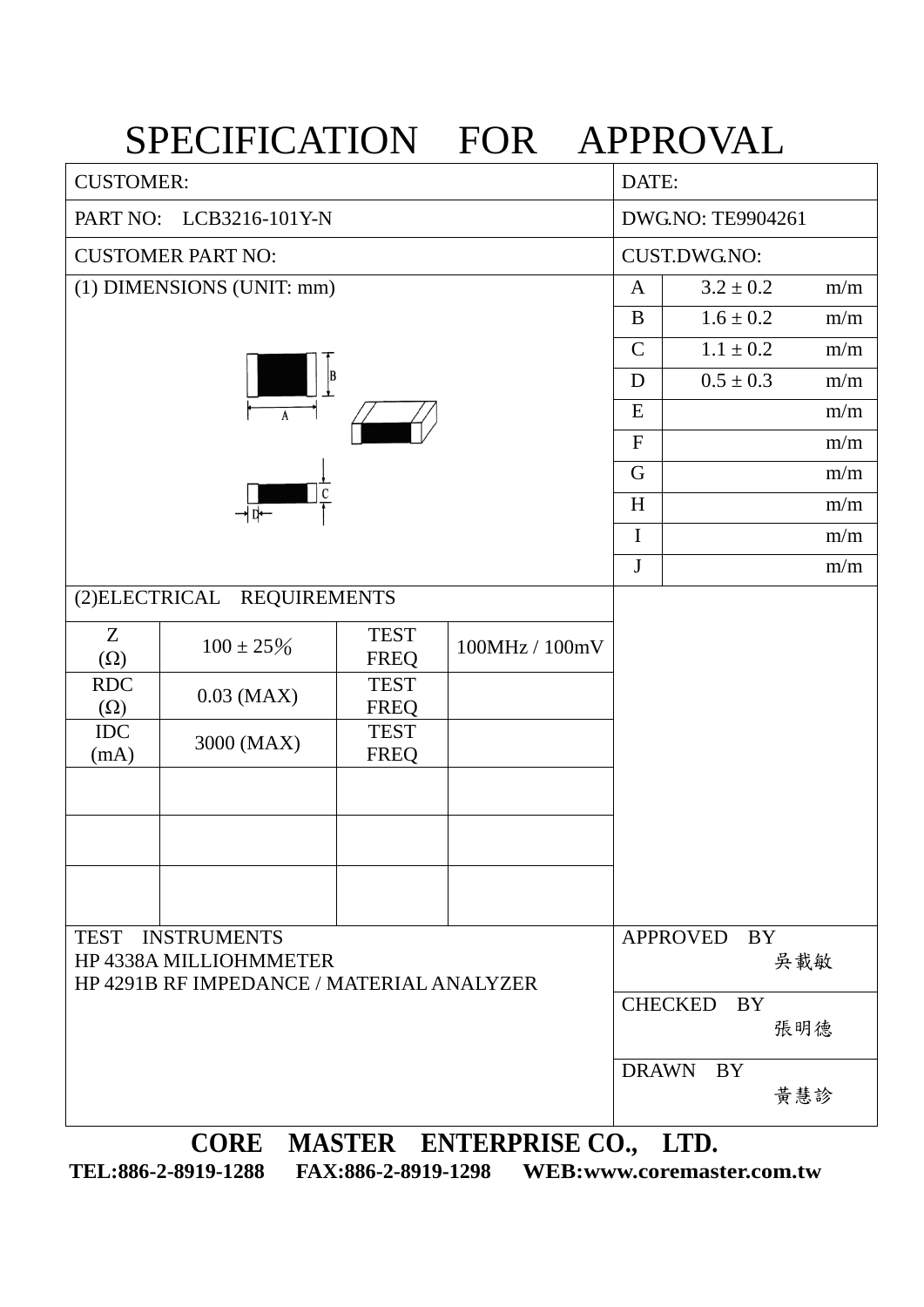# SPECIFICATION FOR APPROVAL

| CUSTOMER: | DATE: |
|---|---|
| PART NO: LCB3216-101Y-N | DWG.NO: TE9904261 |
| CUSTOMER PART NO: | CUST.DWG.NO: |

**(1) DIMENSIONS (UNIT: mm)**

| | | |
|---|---|---|
| A | 3.2 ± 0.2 | m/m |
| B | 1.6 ± 0.2 | m/m |
| C | 1.1 ± 0.2 | m/m |
| D | 0.5 ± 0.3 | m/m |
| E | | m/m |
| F | | m/m |
| G | | m/m |
| H | | m/m |
| I | | m/m |
| J | | m/m |

**(2)ELECTRICAL REQUIREMENTS**

| | | | |
|---|---|---|---|
| Z (Ω) | 100 ± 25% | TEST FREQ | 100MHz / 100mV |
| RDC (Ω) | 0.03 (MAX) | TEST FREQ | |
| IDC (mA) | 3000 (MAX) | TEST FREQ | |
| | | | |
| | | | |
| | | | |

TEST INSTRUMENTS
HP 4338A MILLIOHMMETER
HP 4291B RF IMPEDANCE / MATERIAL ANALYZER

| | |
|---|---|
| APPROVED BY | 吳載敏 |
| CHECKED BY | 張明德 |
| DRAWN BY | 黃慧診 |

**CORE MASTER ENTERPRISE CO., LTD.**

**TEL:886-2-8919-1288 FAX:886-2-8919-1298 WEB:www.coremaster.com.tw**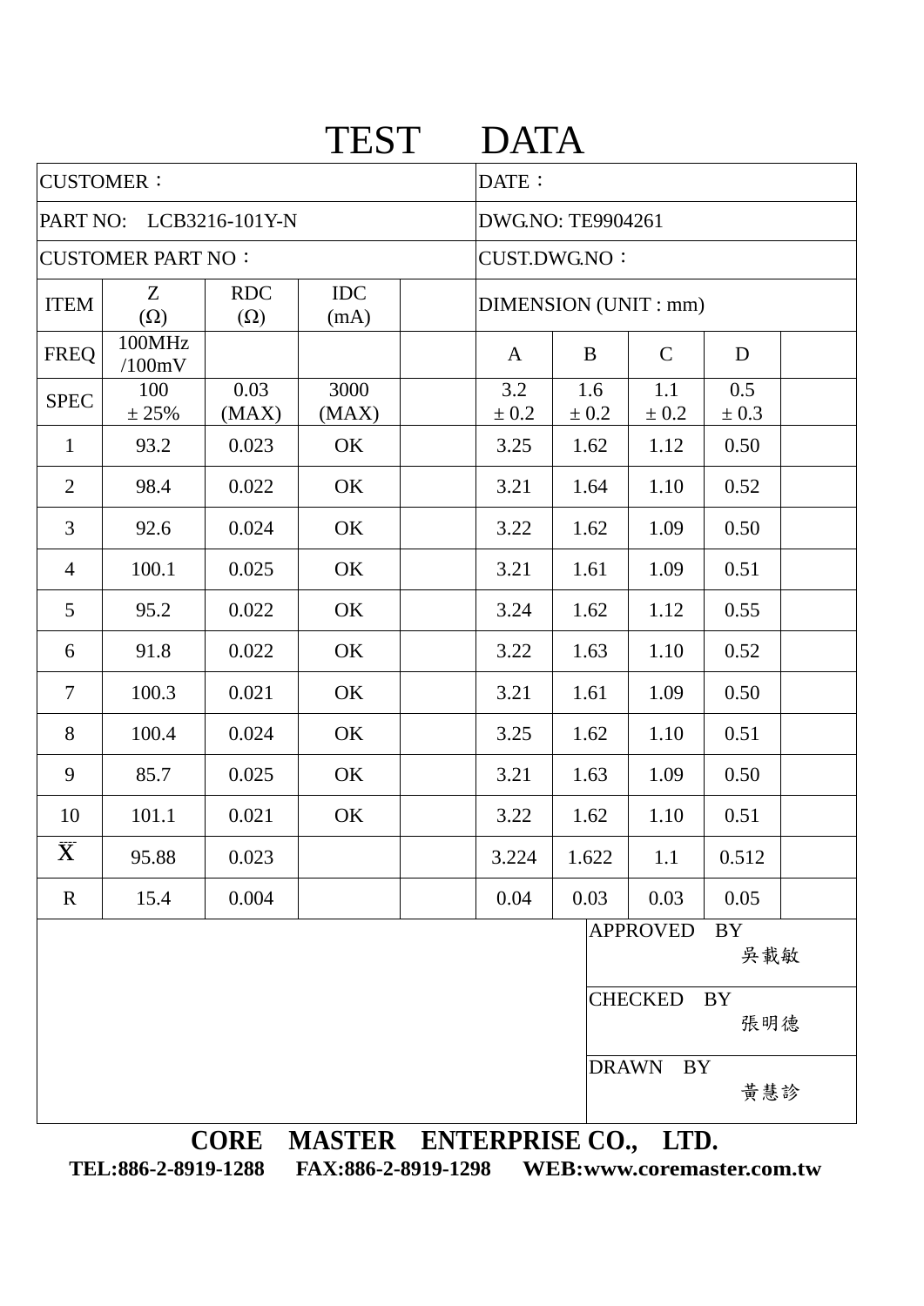# TEST DATA

| CUSTOMER： | | | | | DATE： | | | | |
|---|---|---|---|---|---|---|---|---|---|
| PART NO: LCB3216-101Y-N | | | | | DWG.NO: TE9904261 | | | | |
| CUSTOMER PART NO： | | | | | CUST.DWG.NO： | | | | |
| ITEM | Z (Ω) | RDC (Ω) | IDC (mA) | | DIMENSION (UNIT : mm) | | | | |
| FREQ | 100MHz /100mV | | | | A | B | C | D | |
| SPEC | 100 ± 25% | 0.03 (MAX) | 3000 (MAX) | | 3.2 ± 0.2 | 1.6 ± 0.2 | 1.1 ± 0.2 | 0.5 ± 0.3 | |
| 1 | 93.2 | 0.023 | OK | | 3.25 | 1.62 | 1.12 | 0.50 | |
| 2 | 98.4 | 0.022 | OK | | 3.21 | 1.64 | 1.10 | 0.52 | |
| 3 | 92.6 | 0.024 | OK | | 3.22 | 1.62 | 1.09 | 0.50 | |
| 4 | 100.1 | 0.025 | OK | | 3.21 | 1.61 | 1.09 | 0.51 | |
| 5 | 95.2 | 0.022 | OK | | 3.24 | 1.62 | 1.12 | 0.55 | |
| 6 | 91.8 | 0.022 | OK | | 3.22 | 1.63 | 1.10 | 0.52 | |
| 7 | 100.3 | 0.021 | OK | | 3.21 | 1.61 | 1.09 | 0.50 | |
| 8 | 100.4 | 0.024 | OK | | 3.25 | 1.62 | 1.10 | 0.51 | |
| 9 | 85.7 | 0.025 | OK | | 3.21 | 1.63 | 1.09 | 0.50 | |
| 10 | 101.1 | 0.021 | OK | | 3.22 | 1.62 | 1.10 | 0.51 | |
| $\bar{X}$ | 95.88 | 0.023 | | | 3.224 | 1.622 | 1.1 | 0.512 | |
| R | 15.4 | 0.004 | | | 0.04 | 0.03 | 0.03 | 0.05 | |

| | |
|---|---|
| APPROVED BY | 吳載敏 |
| CHECKED BY | 張明德 |
| DRAWN BY | 黃慧診 |

**CORE MASTER ENTERPRISE CO., LTD.**

**TEL:886-2-8919-1288 FAX:886-2-8919-1298 WEB:www.coremaster.com.tw**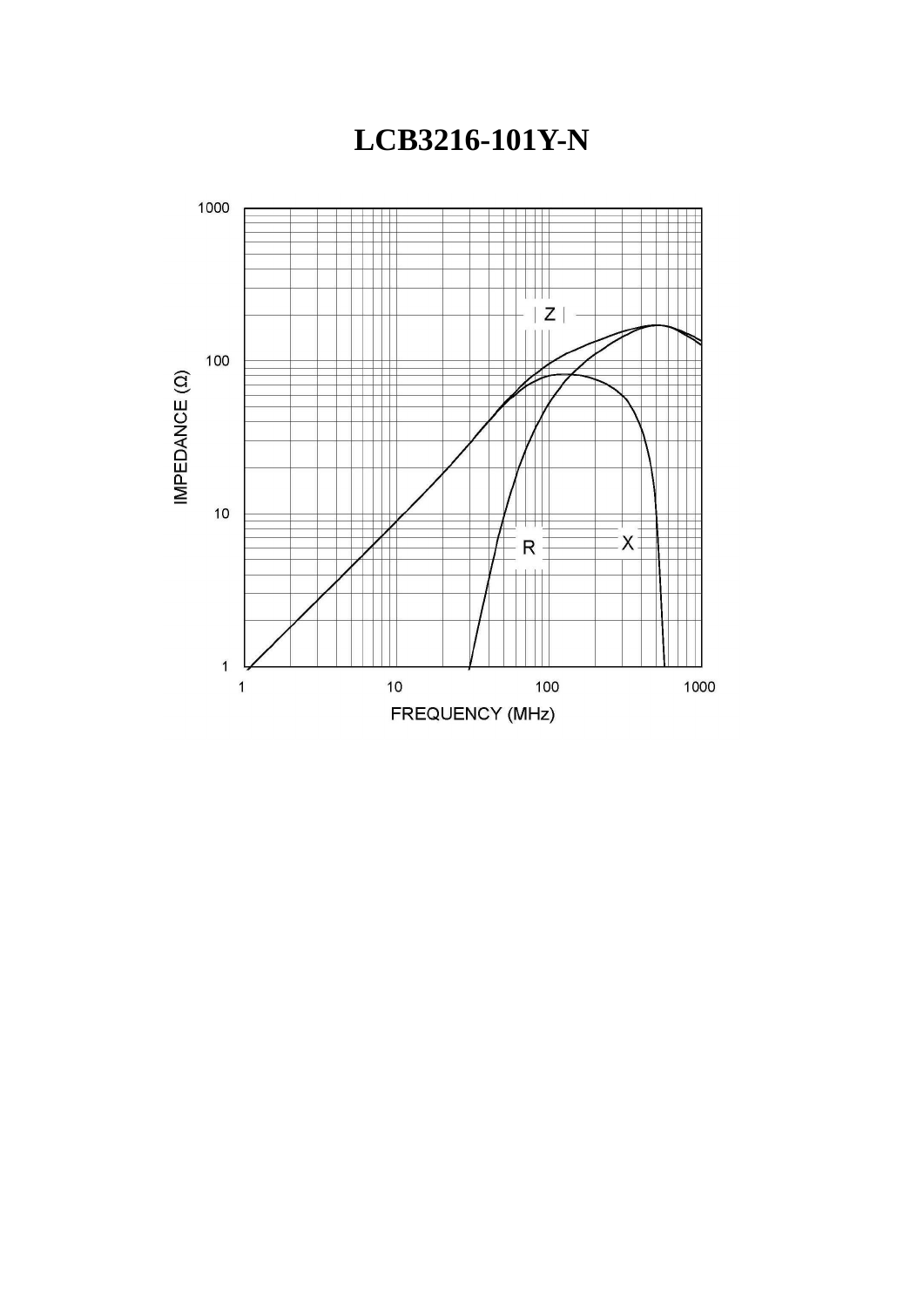# LCB3216-101Y-N

IMPEDANCE (Ω)

1000

100

10

1

1

10

100

1000

FREQUENCY (MHz)

Z

R

X